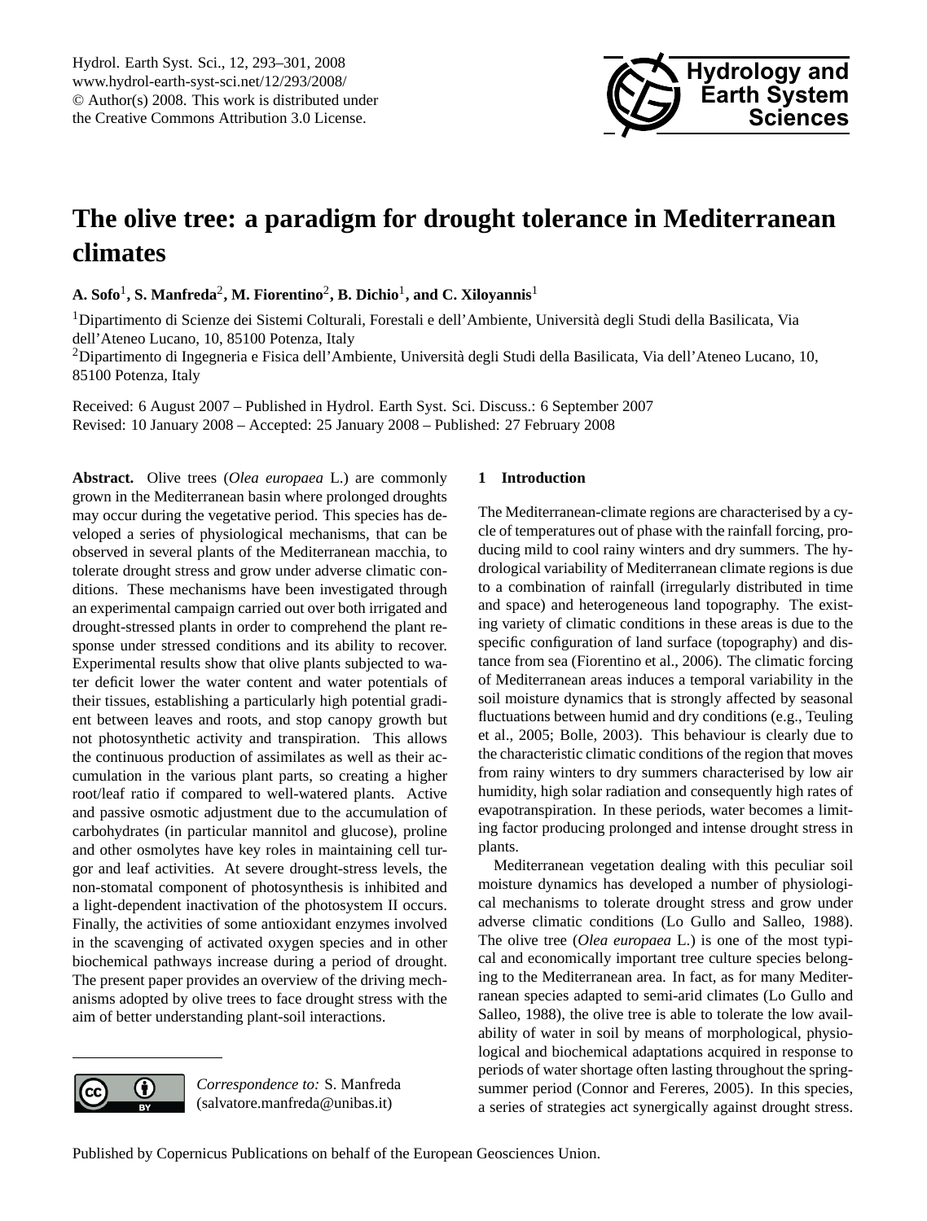// Cleaned Markdown transcription of page 1 (document edf550f3dd7b)

# The olive tree: a paradigm for drought tolerance in Mediterranean climates

**A. Sofo**[1], **S. Manfreda**[2], **M. Fiorentino**[2], **B. Dichio**[1], **and C. Xiloyannis**[1]

[1]Dipartimento di Scienze dei Sistemi Colturali, Forestali e dell'Ambiente, Università degli Studi della Basilicata, Via dell'Ateneo Lucano, 10, 85100 Potenza, Italy

[2]Dipartimento di Ingegneria e Fisica dell'Ambiente, Università degli Studi della Basilicata, Via dell'Ateneo Lucano, 10, 85100 Potenza, Italy

Received: 6 August 2007 – Published in Hydrol. Earth Syst. Sci. Discuss.: 6 September 2007
Revised: 10 January 2008 – Accepted: 25 January 2008 – Published: 27 February 2008

**Abstract.** Olive trees (*Olea europaea* L.) are commonly grown in the Mediterranean basin where prolonged droughts may occur during the vegetative period. This species has developed a series of physiological mechanisms, that can be observed in several plants of the Mediterranean macchia, to tolerate drought stress and grow under adverse climatic conditions. These mechanisms have been investigated through an experimental campaign carried out over both irrigated and drought-stressed plants in order to comprehend the plant response under stressed conditions and its ability to recover. Experimental results show that olive plants subjected to water deficit lower the water content and water potentials of their tissues, establishing a particularly high potential gradient between leaves and roots, and stop canopy growth but not photosynthetic activity and transpiration. This allows the continuous production of assimilates as well as their accumulation in the various plant parts, so creating a higher root/leaf ratio if compared to well-watered plants. Active and passive osmotic adjustment due to the accumulation of carbohydrates (in particular mannitol and glucose), proline and other osmolytes have key roles in maintaining cell turgor and leaf activities. At severe drought-stress levels, the non-stomatal component of photosynthesis is inhibited and a light-dependent inactivation of the photosystem II occurs. Finally, the activities of some antioxidant enzymes involved in the scavenging of activated oxygen species and in other biochemical pathways increase during a period of drought. The present paper provides an overview of the driving mechanisms adopted by olive trees to face drought stress with the aim of better understanding plant-soil interactions.

*Correspondence to:* S. Manfreda
(salvatore.manfreda@unibas.it)

## 1 Introduction

The Mediterranean-climate regions are characterised by a cycle of temperatures out of phase with the rainfall forcing, producing mild to cool rainy winters and dry summers. The hydrological variability of Mediterranean climate regions is due to a combination of rainfall (irregularly distributed in time and space) and heterogeneous land topography. The existing variety of climatic conditions in these areas is due to the specific configuration of land surface (topography) and distance from sea (Fiorentino et al., 2006). The climatic forcing of Mediterranean areas induces a temporal variability in the soil moisture dynamics that is strongly affected by seasonal fluctuations between humid and dry conditions (e.g., Teuling et al., 2005; Bolle, 2003). This behaviour is clearly due to the characteristic climatic conditions of the region that moves from rainy winters to dry summers characterised by low air humidity, high solar radiation and consequently high rates of evapotranspiration. In these periods, water becomes a limiting factor producing prolonged and intense drought stress in plants.

Mediterranean vegetation dealing with this peculiar soil moisture dynamics has developed a number of physiological mechanisms to tolerate drought stress and grow under adverse climatic conditions (Lo Gullo and Salleo, 1988). The olive tree (*Olea europaea* L.) is one of the most typical and economically important tree culture species belonging to the Mediterranean area. In fact, as for many Mediterranean species adapted to semi-arid climates (Lo Gullo and Salleo, 1988), the olive tree is able to tolerate the low availability of water in soil by means of morphological, physiological and biochemical adaptations acquired in response to periods of water shortage often lasting throughout the spring-summer period (Connor and Fereres, 2005). In this species, a series of strategies act synergically against drought stress.

Published by Copernicus Publications on behalf of the European Geosciences Union.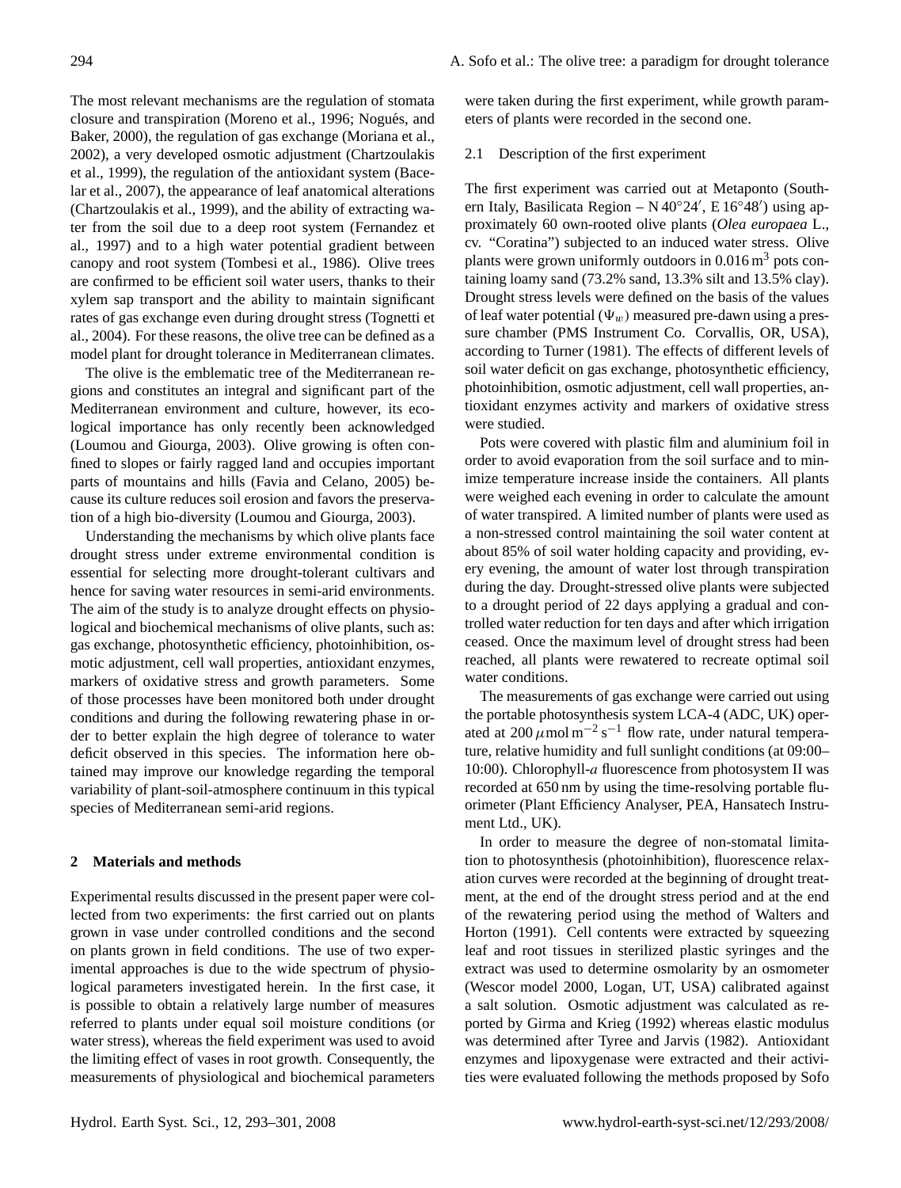The most relevant mechanisms are the regulation of stomata closure and transpiration (Moreno et al., 1996; Nogués, and Baker, 2000), the regulation of gas exchange (Moriana et al., 2002), a very developed osmotic adjustment (Chartzoulakis et al., 1999), the regulation of the antioxidant system (Bacelar et al., 2007), the appearance of leaf anatomical alterations (Chartzoulakis et al., 1999), and the ability of extracting water from the soil due to a deep root system (Fernandez et al., 1997) and to a high water potential gradient between canopy and root system (Tombesi et al., 1986). Olive trees are confirmed to be efficient soil water users, thanks to their xylem sap transport and the ability to maintain significant rates of gas exchange even during drought stress (Tognetti et al., 2004). For these reasons, the olive tree can be defined as a model plant for drought tolerance in Mediterranean climates.

The olive is the emblematic tree of the Mediterranean regions and constitutes an integral and significant part of the Mediterranean environment and culture, however, its ecological importance has only recently been acknowledged (Loumou and Giourga, 2003). Olive growing is often confined to slopes or fairly ragged land and occupies important parts of mountains and hills (Favia and Celano, 2005) because its culture reduces soil erosion and favors the preservation of a high bio-diversity (Loumou and Giourga, 2003).

Understanding the mechanisms by which olive plants face drought stress under extreme environmental condition is essential for selecting more drought-tolerant cultivars and hence for saving water resources in semi-arid environments. The aim of the study is to analyze drought effects on physiological and biochemical mechanisms of olive plants, such as: gas exchange, photosynthetic efficiency, photoinhibition, osmotic adjustment, cell wall properties, antioxidant enzymes, markers of oxidative stress and growth parameters. Some of those processes have been monitored both under drought conditions and during the following rewatering phase in order to better explain the high degree of tolerance to water deficit observed in this species. The information here obtained may improve our knowledge regarding the temporal variability of plant-soil-atmosphere continuum in this typical species of Mediterranean semi-arid regions.

## 2 Materials and methods

Experimental results discussed in the present paper were collected from two experiments: the first carried out on plants grown in vase under controlled conditions and the second on plants grown in field conditions. The use of two experimental approaches is due to the wide spectrum of physiological parameters investigated herein. In the first case, it is possible to obtain a relatively large number of measures referred to plants under equal soil moisture conditions (or water stress), whereas the field experiment was used to avoid the limiting effect of vases in root growth. Consequently, the measurements of physiological and biochemical parameters were taken during the first experiment, while growth parameters of plants were recorded in the second one.

### 2.1 Description of the first experiment

The first experiment was carried out at Metaponto (Southern Italy, Basilicata Region – N 40°24′, E 16°48′) using approximately 60 own-rooted olive plants (*Olea europaea* L., cv. "Coratina") subjected to an induced water stress. Olive plants were grown uniformly outdoors in 0.016 $m^3$ pots containing loamy sand (73.2% sand, 13.3% silt and 13.5% clay). Drought stress levels were defined on the basis of the values of leaf water potential ($\Psi_w$) measured pre-dawn using a pressure chamber (PMS Instrument Co. Corvallis, OR, USA), according to Turner (1981). The effects of different levels of soil water deficit on gas exchange, photosynthetic efficiency, photoinhibition, osmotic adjustment, cell wall properties, antioxidant enzymes activity and markers of oxidative stress were studied.

Pots were covered with plastic film and aluminium foil in order to avoid evaporation from the soil surface and to minimize temperature increase inside the containers. All plants were weighed each evening in order to calculate the amount of water transpired. A limited number of plants were used as a non-stressed control maintaining the soil water content at about 85% of soil water holding capacity and providing, every evening, the amount of water lost through transpiration during the day. Drought-stressed olive plants were subjected to a drought period of 22 days applying a gradual and controlled water reduction for ten days and after which irrigation ceased. Once the maximum level of drought stress had been reached, all plants were rewatered to recreate optimal soil water conditions.

The measurements of gas exchange were carried out using the portable photosynthesis system LCA-4 (ADC, UK) operated at 200 $\mu mol\, m^{-2}\, s^{-1}$ flow rate, under natural temperature, relative humidity and full sunlight conditions (at 09:00–10:00). Chlorophyll-*a* fluorescence from photosystem II was recorded at 650 nm by using the time-resolving portable fluorimeter (Plant Efficiency Analyser, PEA, Hansatech Instrument Ltd., UK).

In order to measure the degree of non-stomatal limitation to photosynthesis (photoinhibition), fluorescence relaxation curves were recorded at the beginning of drought treatment, at the end of the drought stress period and at the end of the rewatering period using the method of Walters and Horton (1991). Cell contents were extracted by squeezing leaf and root tissues in sterilized plastic syringes and the extract was used to determine osmolarity by an osmometer (Wescor model 2000, Logan, UT, USA) calibrated against a salt solution. Osmotic adjustment was calculated as reported by Girma and Krieg (1992) whereas elastic modulus was determined after Tyree and Jarvis (1982). Antioxidant enzymes and lipoxygenase were extracted and their activities were evaluated following the methods proposed by Sofo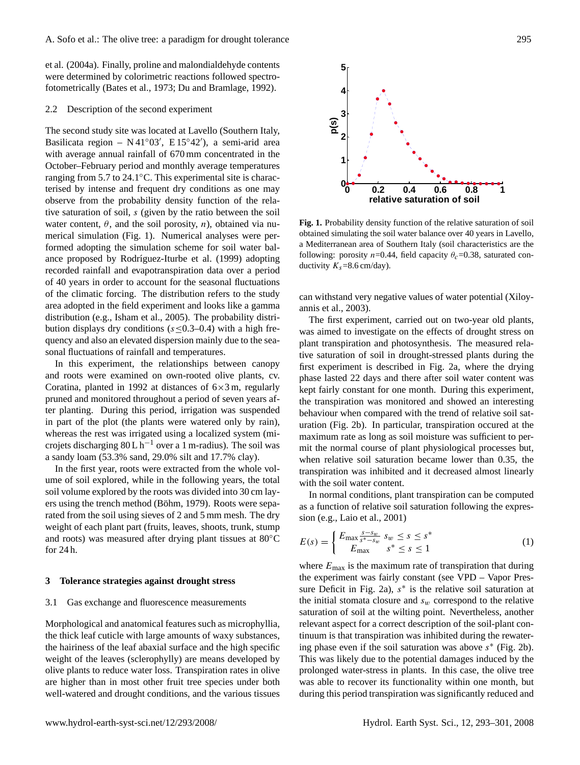et al. (2004a). Finally, proline and malondialdehyde contents were determined by colorimetric reactions followed spectrofotometrically (Bates et al., 1973; Du and Bramlage, 1992).

### 2.2 Description of the second experiment

The second study site was located at Lavello (Southern Italy, Basilicata region – N 41°03′, E 15°42′), a semi-arid area with average annual rainfall of 670 mm concentrated in the October–February period and monthly average temperatures ranging from 5.7 to 24.1°C. This experimental site is characterised by intense and frequent dry conditions as one may observe from the probability density function of the relative saturation of soil, $s$ (given by the ratio between the soil water content, $\theta$, and the soil porosity, $n$), obtained via numerical simulation (Fig. 1). Numerical analyses were performed adopting the simulation scheme for soil water balance proposed by Rodríguez-Iturbe et al. (1999) adopting recorded rainfall and evapotranspiration data over a period of 40 years in order to account for the seasonal fluctuations of the climatic forcing. The distribution refers to the study area adopted in the field experiment and looks like a gamma distribution (e.g., Isham et al., 2005). The probability distribution displays dry conditions ($s \leq 0.3$–$0.4$) with a high frequency and also an elevated dispersion mainly due to the seasonal fluctuations of rainfall and temperatures.

In this experiment, the relationships between canopy and roots were examined on own-rooted olive plants, cv. Coratina, planted in 1992 at distances of $6 \times 3$ m, regularly pruned and monitored throughout a period of seven years after planting. During this period, irrigation was suspended in part of the plot (the plants were watered only by rain), whereas the rest was irrigated using a localized system (microjets discharging 80 L h$^{-1}$ over a 1 m-radius). The soil was a sandy loam (53.3% sand, 29.0% silt and 17.7% clay).

In the first year, roots were extracted from the whole volume of soil explored, while in the following years, the total soil volume explored by the roots was divided into 30 cm layers using the trench method (Böhm, 1979). Roots were separated from the soil using sieves of 2 and 5 mm mesh. The dry weight of each plant part (fruits, leaves, shoots, trunk, stump and roots) was measured after drying plant tissues at 80°C for 24 h.

## 3 Tolerance strategies against drought stress

### 3.1 Gas exchange and fluorescence measurements

Morphological and anatomical features such as microphyllia, the thick leaf cuticle with large amounts of waxy substances, the hairiness of the leaf abaxial surface and the high specific weight of the leaves (sclerophylly) are means developed by olive plants to reduce water loss. Transpiration rates in olive are higher than in most other fruit tree species under both well-watered and drought conditions, and the various tissues can withstand very negative values of water potential (Xiloyannis et al., 2003).

**Fig. 1.** Probability density function of the relative saturation of soil obtained simulating the soil water balance over 40 years in Lavello, a Mediterranean area of Southern Italy (soil characteristics are the following: porosity $n$=0.44, field capacity $\theta_c$=0.38, saturated conductivity $K_s$=8.6 cm/day).

The first experiment, carried out on two-year old plants, was aimed to investigate on the effects of drought stress on plant transpiration and photosynthesis. The measured relative saturation of soil in drought-stressed plants during the first experiment is described in Fig. 2a, where the drying phase lasted 22 days and there after soil water content was kept fairly constant for one month. During this experiment, the transpiration was monitored and showed an interesting behaviour when compared with the trend of relative soil saturation (Fig. 2b). In particular, transpiration occured at the maximum rate as long as soil moisture was sufficient to permit the normal course of plant physiological processes but, when relative soil saturation became lower than 0.35, the transpiration was inhibited and it decreased almost linearly with the soil water content.

In normal conditions, plant transpiration can be computed as a function of relative soil saturation following the expression (e.g., Laio et al., 2001)

$$E(s) = \begin{cases} E_{\max} \frac{s - s_w}{s^* - s_w} & s_w \leq s \leq s^* \\ E_{\max} & s^* \leq s \leq 1 \end{cases} \quad (1)$$

where $E_{\max}$ is the maximum rate of transpiration that during the experiment was fairly constant (see VPD – Vapor Pressure Deficit in Fig. 2a), $s^*$ is the relative soil saturation at the initial stomata closure and $s_w$ correspond to the relative saturation of soil at the wilting point. Nevertheless, another relevant aspect for a correct description of the soil-plant continuum is that transpiration was inhibited during the rewatering phase even if the soil saturation was above $s^*$ (Fig. 2b). This was likely due to the potential damages induced by the prolonged water-stress in plants. In this case, the olive tree was able to recover its functionality within one month, but during this period transpiration was significantly reduced and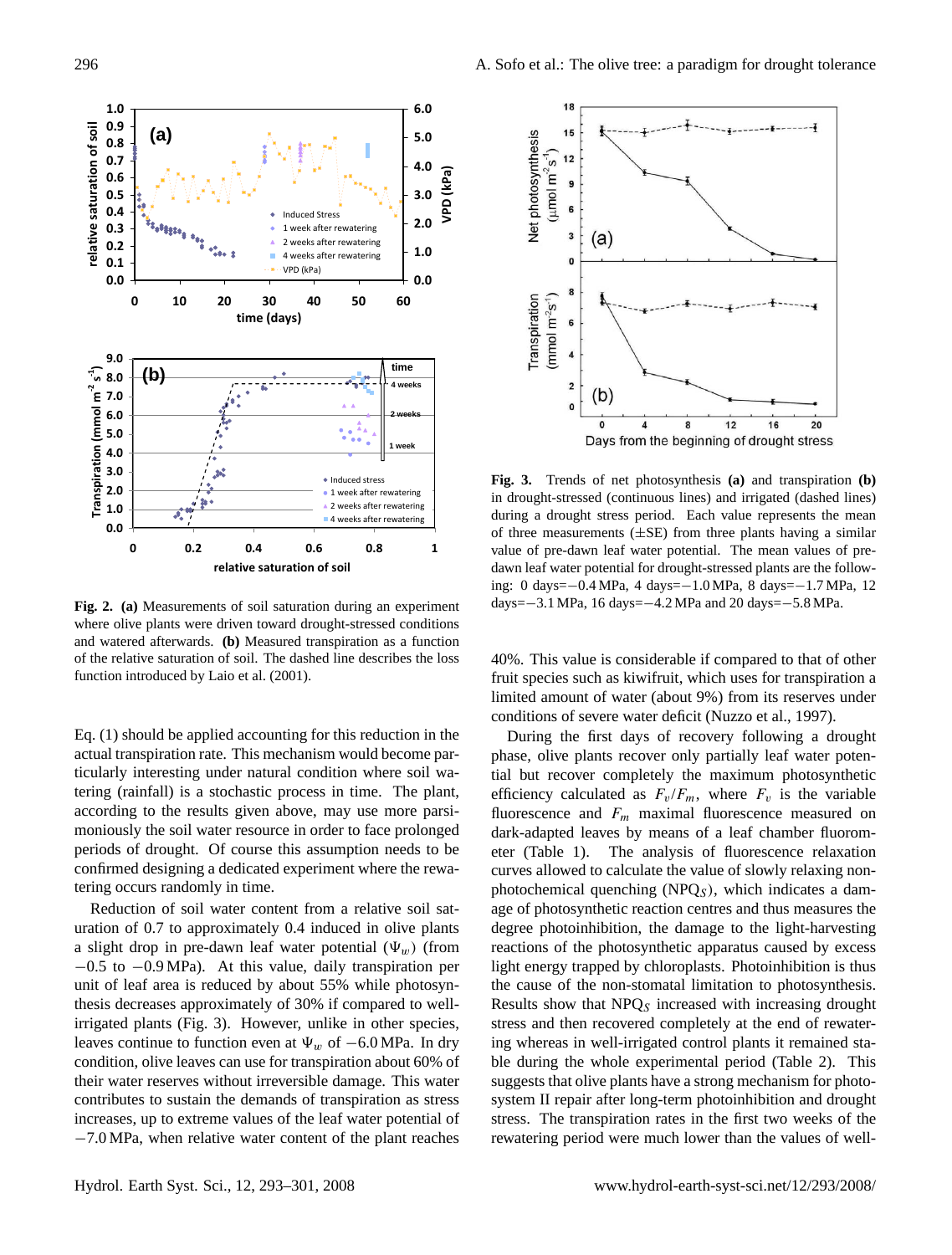**Fig. 2.** **(a)** Measurements of soil saturation during an experiment where olive plants were driven toward drought-stressed conditions and watered afterwards. **(b)** Measured transpiration as a function of the relative saturation of soil. The dashed line describes the loss function introduced by Laio et al. (2001).

**Fig. 3.** Trends of net photosynthesis **(a)** and transpiration **(b)** in drought-stressed (continuous lines) and irrigated (dashed lines) during a drought stress period. Each value represents the mean of three measurements (±SE) from three plants having a similar value of pre-dawn leaf water potential. The mean values of pre-dawn leaf water potential for drought-stressed plants are the following: 0 days=−0.4 MPa, 4 days=−1.0 MPa, 8 days=−1.7 MPa, 12 days=−3.1 MPa, 16 days=−4.2 MPa and 20 days=−5.8 MPa.

Eq. (1) should be applied accounting for this reduction in the actual transpiration rate. This mechanism would become particularly interesting under natural condition where soil watering (rainfall) is a stochastic process in time. The plant, according to the results given above, may use more parsimoniously the soil water resource in order to face prolonged periods of drought. Of course this assumption needs to be confirmed designing a dedicated experiment where the rewatering occurs randomly in time.

Reduction of soil water content from a relative soil saturation of 0.7 to approximately 0.4 induced in olive plants a slight drop in pre-dawn leaf water potential ($\Psi_w$) (from −0.5 to −0.9 MPa). At this value, daily transpiration per unit of leaf area is reduced by about 55% while photosynthesis decreases approximately of 30% if compared to well-irrigated plants (Fig. 3). However, unlike in other species, leaves continue to function even at $\Psi_w$ of −6.0 MPa. In dry condition, olive leaves can use for transpiration about 60% of their water reserves without irreversible damage. This water contributes to sustain the demands of transpiration as stress increases, up to extreme values of the leaf water potential of −7.0 MPa, when relative water content of the plant reaches 40%. This value is considerable if compared to that of other fruit species such as kiwifruit, which uses for transpiration a limited amount of water (about 9%) from its reserves under conditions of severe water deficit (Nuzzo et al., 1997).

During the first days of recovery following a drought phase, olive plants recover only partially leaf water potential but recover completely the maximum photosynthetic efficiency calculated as $F_v/F_m$, where $F_v$ is the variable fluorescence and $F_m$ maximal fluorescence measured on dark-adapted leaves by means of a leaf chamber fluorometer (Table 1). The analysis of fluorescence relaxation curves allowed to calculate the value of slowly relaxing non-photochemical quenching (NPQ$_S$), which indicates a damage of photosynthetic reaction centres and thus measures the degree photoinhibition, the damage to the light-harvesting reactions of the photosynthetic apparatus caused by excess light energy trapped by chloroplasts. Photoinhibition is thus the cause of the non-stomatal limitation to photosynthesis. Results show that NPQ$_S$ increased with increasing drought stress and then recovered completely at the end of rewatering whereas in well-irrigated control plants it remained stable during the whole experimental period (Table 2). This suggests that olive plants have a strong mechanism for photosystem II repair after long-term photoinhibition and drought stress. The transpiration rates in the first two weeks of the rewatering period were much lower than the values of well-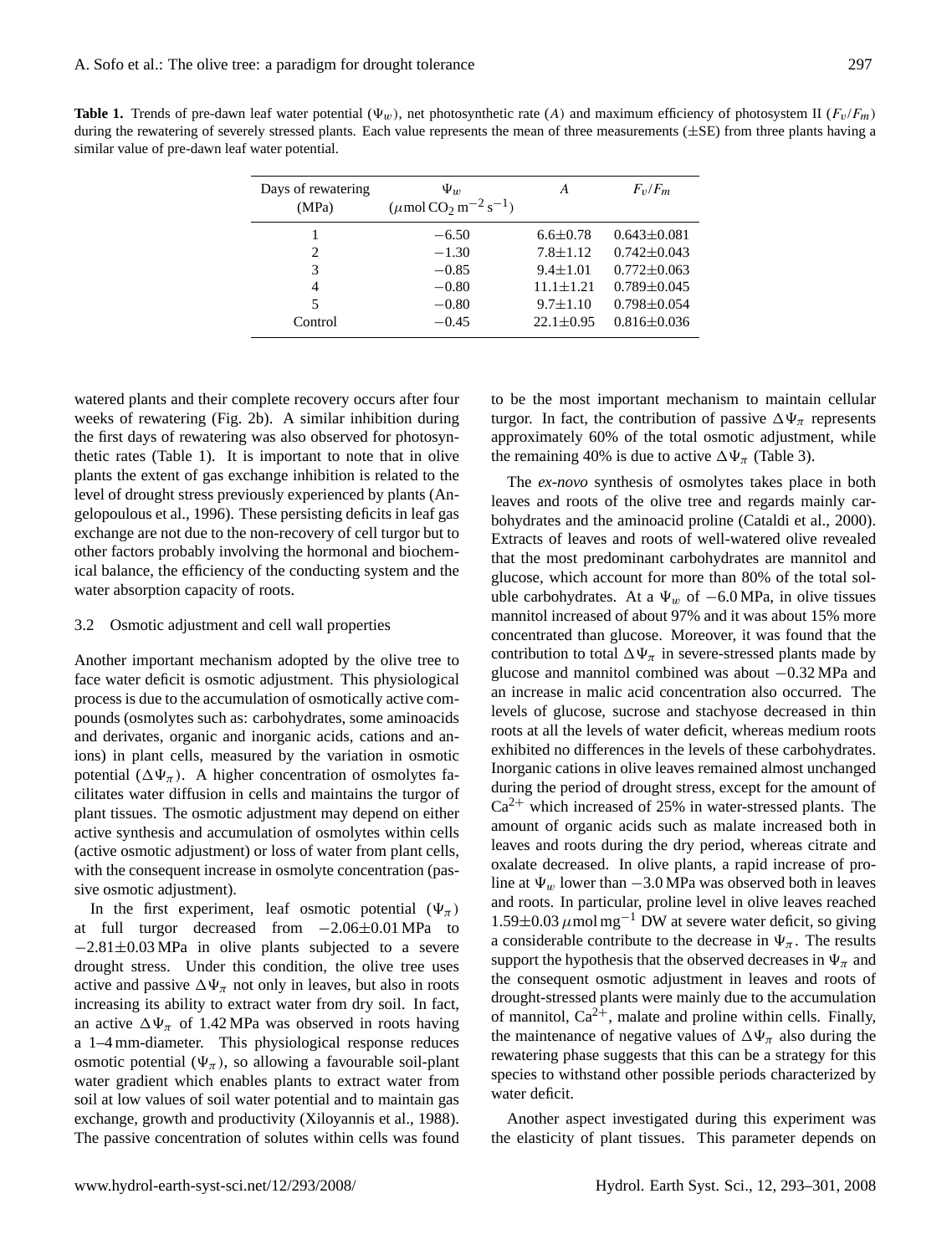**Table 1.** Trends of pre-dawn leaf water potential ($\Psi_w$), net photosynthetic rate ($A$) and maximum efficiency of photosystem II ($F_v/F_m$) during the rewatering of severely stressed plants. Each value represents the mean of three measurements (±SE) from three plants having a similar value of pre-dawn leaf water potential.

| Days of rewatering (MPa) | $\Psi_w$ ($\mu$mol $CO_2$ $m^{-2}$ $s^{-1}$) | $A$ | $F_v/F_m$ |
|---|---|---|---|
| 1 | −6.50 | 6.6±0.78 | 0.643±0.081 |
| 2 | −1.30 | 7.8±1.12 | 0.742±0.043 |
| 3 | −0.85 | 9.4±1.01 | 0.772±0.063 |
| 4 | −0.80 | 11.1±1.21 | 0.789±0.045 |
| 5 | −0.80 | 9.7±1.10 | 0.798±0.054 |
| Control | −0.45 | 22.1±0.95 | 0.816±0.036 |

watered plants and their complete recovery occurs after four weeks of rewatering (Fig. 2b). A similar inhibition during the first days of rewatering was also observed for photosynthetic rates (Table 1). It is important to note that in olive plants the extent of gas exchange inhibition is related to the level of drought stress previously experienced by plants (Angelopoulous et al., 1996). These persisting deficits in leaf gas exchange are not due to the non-recovery of cell turgor but to other factors probably involving the hormonal and biochemical balance, the efficiency of the conducting system and the water absorption capacity of roots.

### 3.2 Osmotic adjustment and cell wall properties

Another important mechanism adopted by the olive tree to face water deficit is osmotic adjustment. This physiological process is due to the accumulation of osmotically active compounds (osmolytes such as: carbohydrates, some aminoacids and derivates, organic and inorganic acids, cations and anions) in plant cells, measured by the variation in osmotic potential ($\Delta\Psi_\pi$). A higher concentration of osmolytes facilitates water diffusion in cells and maintains the turgor of plant tissues. The osmotic adjustment may depend on either active synthesis and accumulation of osmolytes within cells (active osmotic adjustment) or loss of water from plant cells, with the consequent increase in osmolyte concentration (passive osmotic adjustment).

In the first experiment, leaf osmotic potential ($\Psi_\pi$) at full turgor decreased from −2.06±0.01 MPa to −2.81±0.03 MPa in olive plants subjected to a severe drought stress. Under this condition, the olive tree uses active and passive $\Delta\Psi_\pi$ not only in leaves, but also in roots increasing its ability to extract water from dry soil. In fact, an active $\Delta\Psi_\pi$ of 1.42 MPa was observed in roots having a 1–4 mm-diameter. This physiological response reduces osmotic potential ($\Psi_\pi$), so allowing a favourable soil-plant water gradient which enables plants to extract water from soil at low values of soil water potential and to maintain gas exchange, growth and productivity (Xiloyannis et al., 1988). The passive concentration of solutes within cells was found to be the most important mechanism to maintain cellular turgor. In fact, the contribution of passive $\Delta\Psi_\pi$ represents approximately 60% of the total osmotic adjustment, while the remaining 40% is due to active $\Delta\Psi_\pi$ (Table 3).

The *ex-novo* synthesis of osmolytes takes place in both leaves and roots of the olive tree and regards mainly carbohydrates and the aminoacid proline (Cataldi et al., 2000). Extracts of leaves and roots of well-watered olive revealed that the most predominant carbohydrates are mannitol and glucose, which account for more than 80% of the total soluble carbohydrates. At a $\Psi_w$ of −6.0 MPa, in olive tissues mannitol increased of about 97% and it was about 15% more concentrated than glucose. Moreover, it was found that the contribution to total $\Delta\Psi_\pi$ in severe-stressed plants made by glucose and mannitol combined was about −0.32 MPa and an increase in malic acid concentration also occurred. The levels of glucose, sucrose and stachyose decreased in thin roots at all the levels of water deficit, whereas medium roots exhibited no differences in the levels of these carbohydrates. Inorganic cations in olive leaves remained almost unchanged during the period of drought stress, except for the amount of $Ca^{2+}$ which increased of 25% in water-stressed plants. The amount of organic acids such as malate increased both in leaves and roots during the dry period, whereas citrate and oxalate decreased. In olive plants, a rapid increase of proline at $\Psi_w$ lower than −3.0 MPa was observed both in leaves and roots. In particular, proline level in olive leaves reached 1.59±0.03 $\mu$mol $mg^{-1}$ DW at severe water deficit, so giving a considerable contribute to the decrease in $\Psi_\pi$. The results support the hypothesis that the observed decreases in $\Psi_\pi$ and the consequent osmotic adjustment in leaves and roots of drought-stressed plants were mainly due to the accumulation of mannitol, $Ca^{2+}$, malate and proline within cells. Finally, the maintenance of negative values of $\Delta\Psi_\pi$ also during the rewatering phase suggests that this can be a strategy for this species to withstand other possible periods characterized by water deficit.

Another aspect investigated during this experiment was the elasticity of plant tissues. This parameter depends on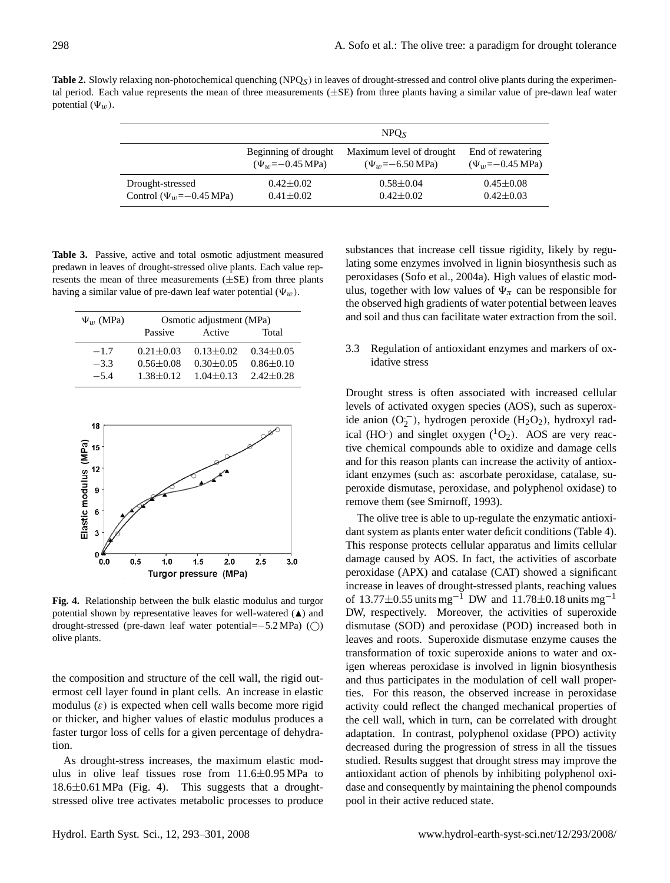**Table 2.** Slowly relaxing non-photochemical quenching ($NPQ_S$) in leaves of drought-stressed and control olive plants during the experimental period. Each value represents the mean of three measurements (±SE) from three plants having a similar value of pre-dawn leaf water potential ($\Psi_w$).

| | $NPQ_S$ | | |
|---|---|---|---|
| | Beginning of drought ($\Psi_w$=−0.45 MPa) | Maximum level of drought ($\Psi_w$=−6.50 MPa) | End of rewatering ($\Psi_w$=−0.45 MPa) |
| Drought-stressed | 0.42±0.02 | 0.58±0.04 | 0.45±0.08 |
| Control ($\Psi_w$=−0.45 MPa) | 0.41±0.02 | 0.42±0.02 | 0.42±0.03 |

**Table 3.** Passive, active and total osmotic adjustment measured predawn in leaves of drought-stressed olive plants. Each value represents the mean of three measurements (±SE) from three plants having a similar value of pre-dawn leaf water potential ($\Psi_w$).

| $\Psi_w$ (MPa) | Osmotic adjustment (MPa) | | |
|---|---|---|---|
| | Passive | Active | Total |
| −1.7 | 0.21±0.03 | 0.13±0.02 | 0.34±0.05 |
| −3.3 | 0.56±0.08 | 0.30±0.05 | 0.86±0.10 |
| −5.4 | 1.38±0.12 | 1.04±0.13 | 2.42±0.28 |

**Fig. 4.** Relationship between the bulk elastic modulus and turgor potential shown by representative leaves for well-watered (▲) and drought-stressed (pre-dawn leaf water potential=−5.2 MPa) (◯) olive plants.

the composition and structure of the cell wall, the rigid outermost cell layer found in plant cells. An increase in elastic modulus ($\varepsilon$) is expected when cell walls become more rigid or thicker, and higher values of elastic modulus produces a faster turgor loss of cells for a given percentage of dehydration.

As drought-stress increases, the maximum elastic modulus in olive leaf tissues rose from 11.6±0.95 MPa to 18.6±0.61 MPa (Fig. 4). This suggests that a drought-stressed olive tree activates metabolic processes to produce substances that increase cell tissue rigidity, likely by regulating some enzymes involved in lignin biosynthesis such as peroxidases (Sofo et al., 2004a). High values of elastic modulus, together with low values of $\Psi_\pi$ can be responsible for the observed high gradients of water potential between leaves and soil and thus can facilitate water extraction from the soil.

### 3.3 Regulation of antioxidant enzymes and markers of oxidative stress

Drought stress is often associated with increased cellular levels of activated oxygen species (AOS), such as superoxide anion ($O_2^{\cdot-}$), hydrogen peroxide ($H_2O_2$), hydroxyl radical ($HO^{\cdot}$) and singlet oxygen ($^1O_2$). AOS are very reactive chemical compounds able to oxidize and damage cells and for this reason plants can increase the activity of antioxidant enzymes (such as: ascorbate peroxidase, catalase, superoxide dismutase, peroxidase, and polyphenol oxidase) to remove them (see Smirnoff, 1993).

The olive tree is able to up-regulate the enzymatic antioxidant system as plants enter water deficit conditions (Table 4). This response protects cellular apparatus and limits cellular damage caused by AOS. In fact, the activities of ascorbate peroxidase (APX) and catalase (CAT) showed a significant increase in leaves of drought-stressed plants, reaching values of 13.77±0.55 units $mg^{-1}$ DW and 11.78±0.18 units $mg^{-1}$ DW, respectively. Moreover, the activities of superoxide dismutase (SOD) and peroxidase (POD) increased both in leaves and roots. Superoxide dismutase enzyme causes the transformation of toxic superoxide anions to water and oxigen whereas peroxidase is involved in lignin biosynthesis and thus participates in the modulation of cell wall properties. For this reason, the observed increase in peroxidase activity could reflect the changed mechanical properties of the cell wall, which in turn, can be correlated with drought adaptation. In contrast, polyphenol oxidase (PPO) activity decreased during the progression of stress in all the tissues studied. Results suggest that drought stress may improve the antioxidant action of phenols by inhibiting polyphenol oxidase and consequently by maintaining the phenol compounds pool in their active reduced state.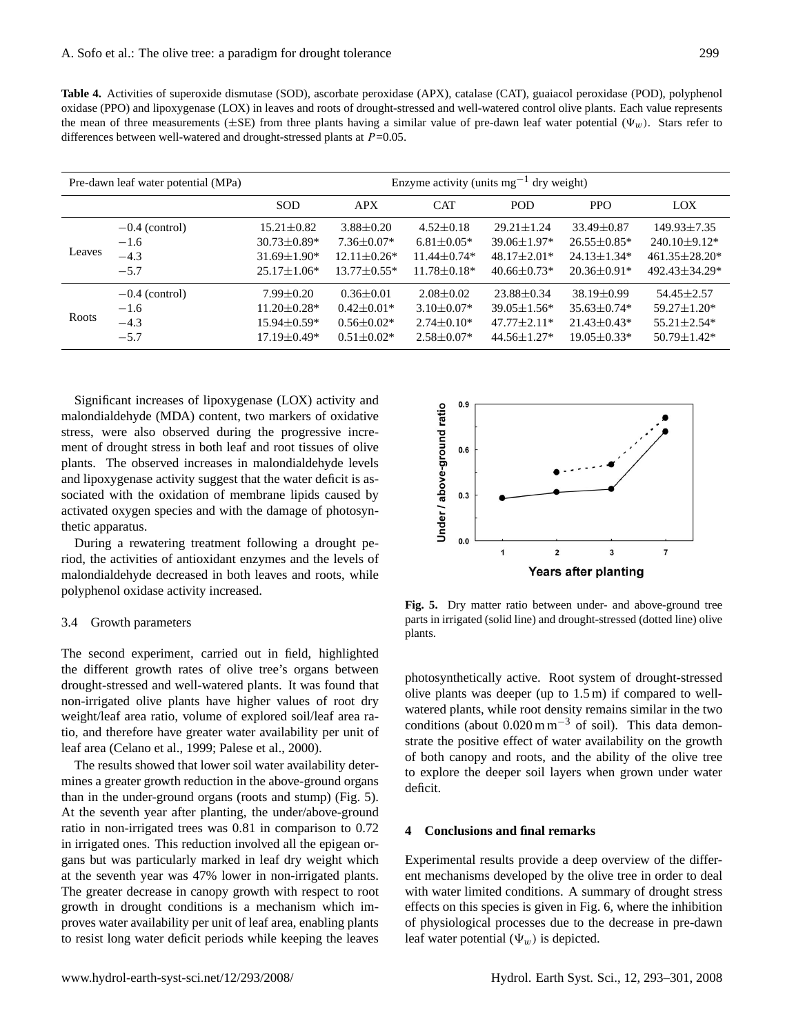**Table 4.** Activities of superoxide dismutase (SOD), ascorbate peroxidase (APX), catalase (CAT), guaiacol peroxidase (POD), polyphenol oxidase (PPO) and lipoxygenase (LOX) in leaves and roots of drought-stressed and well-watered control olive plants. Each value represents the mean of three measurements (±SE) from three plants having a similar value of pre-dawn leaf water potential ($\Psi_w$). Stars refer to differences between well-watered and drought-stressed plants at $P$=0.05.

| Pre-dawn leaf water potential (MPa) | | Enzyme activity (units $mg^{-1}$ dry weight) | | | | | |
|---|---|---|---|---|---|---|---|
| | | SOD | APX | CAT | POD | PPO | LOX |
| Leaves | −0.4 (control) | 15.21±0.82 | 3.88±0.20 | 4.52±0.18 | 29.21±1.24 | 33.49±0.87 | 149.93±7.35 |
| | −1.6 | 30.73±0.89* | 7.36±0.07* | 6.81±0.05* | 39.06±1.97* | 26.55±0.85* | 240.10±9.12* |
| | −4.3 | 31.69±1.90* | 12.11±0.26* | 11.44±0.74* | 48.17±2.01* | 24.13±1.34* | 461.35±28.20* |
| | −5.7 | 25.17±1.06* | 13.77±0.55* | 11.78±0.18* | 40.66±0.73* | 20.36±0.91* | 492.43±34.29* |
| Roots | −0.4 (control) | 7.99±0.20 | 0.36±0.01 | 2.08±0.02 | 23.88±0.34 | 38.19±0.99 | 54.45±2.57 |
| | −1.6 | 11.20±0.28* | 0.42±0.01* | 3.10±0.07* | 39.05±1.56* | 35.63±0.74* | 59.27±1.20* |
| | −4.3 | 15.94±0.59* | 0.56±0.02* | 2.74±0.10* | 47.77±2.11* | 21.43±0.43* | 55.21±2.54* |
| | −5.7 | 17.19±0.49* | 0.51±0.02* | 2.58±0.07* | 44.56±1.27* | 19.05±0.33* | 50.79±1.42* |

Significant increases of lipoxygenase (LOX) activity and malondialdehyde (MDA) content, two markers of oxidative stress, were also observed during the progressive increment of drought stress in both leaf and root tissues of olive plants. The observed increases in malondialdehyde levels and lipoxygenase activity suggest that the water deficit is associated with the oxidation of membrane lipids caused by activated oxygen species and with the damage of photosynthetic apparatus.

During a rewatering treatment following a drought period, the activities of antioxidant enzymes and the levels of malondialdehyde decreased in both leaves and roots, while polyphenol oxidase activity increased.

### 3.4 Growth parameters

The second experiment, carried out in field, highlighted the different growth rates of olive tree's organs between drought-stressed and well-watered plants. It was found that non-irrigated olive plants have higher values of root dry weight/leaf area ratio, volume of explored soil/leaf area ratio, and therefore have greater water availability per unit of leaf area (Celano et al., 1999; Palese et al., 2000).

The results showed that lower soil water availability determines a greater growth reduction in the above-ground organs than in the under-ground organs (roots and stump) (Fig. 5). At the seventh year after planting, the under/above-ground ratio in non-irrigated trees was 0.81 in comparison to 0.72 in irrigated ones. This reduction involved all the epigean organs but was particularly marked in leaf dry weight which at the seventh year was 47% lower in non-irrigated plants. The greater decrease in canopy growth with respect to root growth in drought conditions is a mechanism which improves water availability per unit of leaf area, enabling plants to resist long water deficit periods while keeping the leaves photosynthetically active. Root system of drought-stressed olive plants was deeper (up to 1.5 m) if compared to well-watered plants, while root density remains similar in the two conditions (about 0.020 m $m^{-3}$ of soil). This data demonstrate the positive effect of water availability on the growth of both canopy and roots, and the ability of the olive tree to explore the deeper soil layers when grown under water deficit.

**Fig. 5.** Dry matter ratio between under- and above-ground tree parts in irrigated (solid line) and drought-stressed (dotted line) olive plants.

## 4 Conclusions and final remarks

Experimental results provide a deep overview of the different mechanisms developed by the olive tree in order to deal with water limited conditions. A summary of drought stress effects on this species is given in Fig. 6, where the inhibition of physiological processes due to the decrease in pre-dawn leaf water potential ($\Psi_w$) is depicted.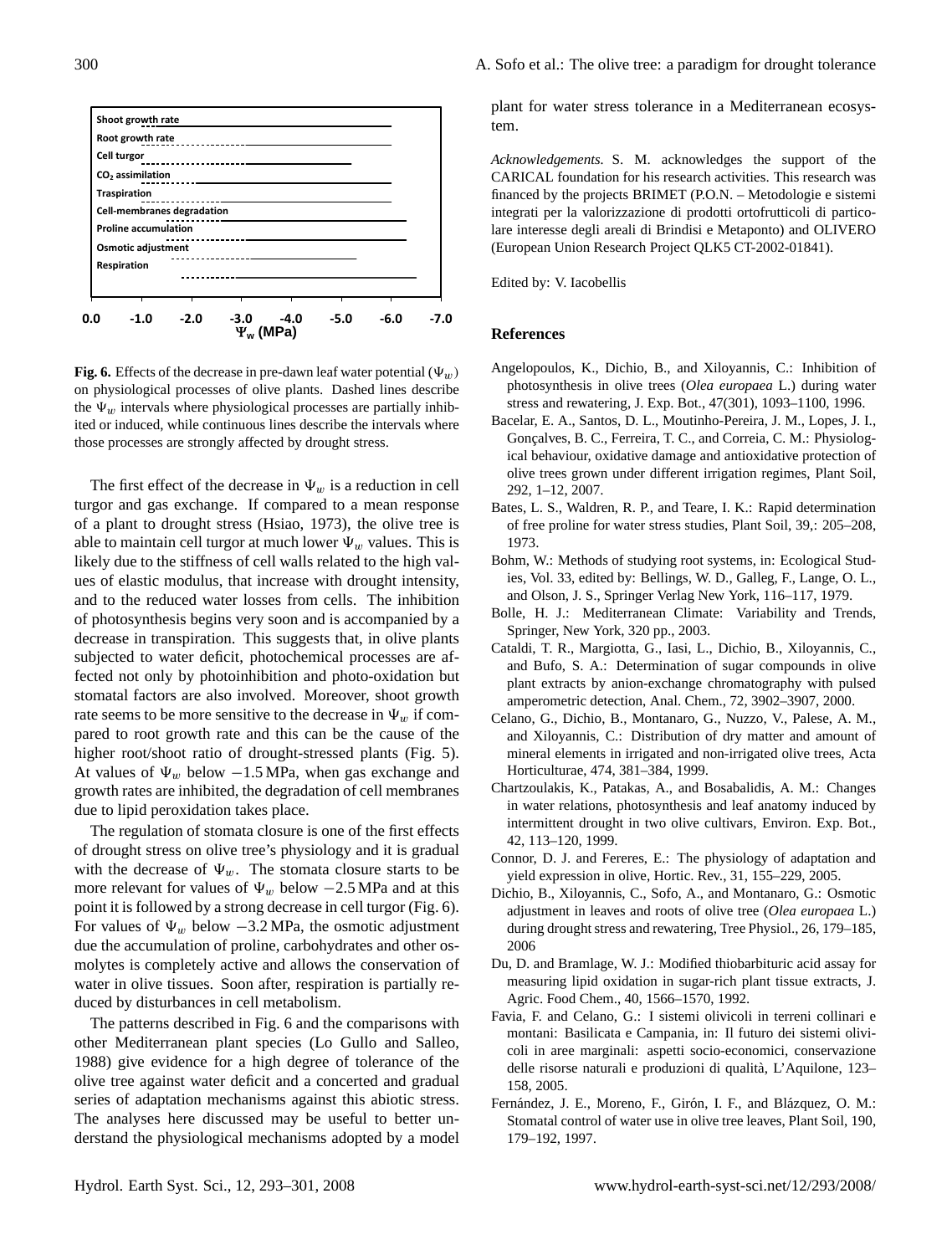Shoot growth rate
Root growth rate
Cell turgor
$CO_2$ assimilation
Traspiration
Cell-membranes degradation
Proline accumulation
Osmotic adjustment
Respiration

0.0 -1.0 -2.0 -3.0 -4.0 -5.0 -6.0 -7.0
$\Psi_w$ (MPa)

**Fig. 6.** Effects of the decrease in pre-dawn leaf water potential ($\Psi_w$) on physiological processes of olive plants. Dashed lines describe the $\Psi_w$ intervals while physiological processes are partially inhibited or induced, while continuous lines describe the intervals where those processes are strongly affected by drought stress.

The first effect of the decrease in $\Psi_w$ is a reduction in cell turgor and gas exchange. If compared to a mean response of a plant to drought stress (Hsiao, 1973), the olive tree is able to maintain cell turgor at much lower $\Psi_w$ values. This is likely due to the stiffness of cell walls related to the high values of elastic modulus, that increase with drought intensity, and to the reduced water losses from cells. The inhibition of photosynthesis begins very soon and is accompanied by a decrease in transpiration. This suggests that, in olive plants subjected to water deficit, photochemical processes are affected not only by photoinhibition and photo-oxidation but stomatal factors are also involved. Moreover, shoot growth rate seems to be more sensitive to the decrease in $\Psi_w$ if compared to root growth rate and this can be the cause of the higher root/shoot ratio of drought-stressed plants (Fig. 5). At values of $\Psi_w$ below $-1.5$ MPa, when gas exchange and growth rates are inhibited, the degradation of cell membranes due to lipid peroxidation takes place.

The regulation of stomata closure is one of the first effects of drought stress on olive tree's physiology and it is gradual with the decrease of $\Psi_w$. The stomata closure starts to be more relevant for values of $\Psi_w$ below $-2.5$ MPa and at this point it is followed by a strong decrease in cell turgor (Fig. 6). For values of $\Psi_w$ below $-3.2$ MPa, the osmotic adjustment due the accumulation of proline, carbohydrates and other osmolytes is completely active and allows the conservation of water in olive tissues. Soon after, respiration is partially reduced by disturbances in cell metabolism.

The patterns described in Fig. 6 and the comparisons with other Mediterranean plant species (Lo Gullo and Salleo, 1988) give evidence for a high degree of tolerance of the olive tree against water deficit and a concerted and gradual series of adaptation mechanisms against this abiotic stress. The analyses here discussed may be useful to better understand the physiological mechanisms adopted by a model plant for water stress tolerance in a Mediterranean ecosystem.

*Acknowledgements.* S. M. acknowledges the support of the CARICAL foundation for his research activities. This research was financed by the projects BRIMET (P.O.N. – Metodologie e sistemi integrati per la valorizzazione di prodotti ortofrutticoli di particolare interesse degli areali di Brindisi e Metaponto) and OLIVERO (European Union Research Project QLK5 CT-2002-01841).

Edited by: V. Iacobellis

## References

Angelopoulos, K., Dichio, B., and Xiloyannis, C.: Inhibition of photosynthesis in olive trees (*Olea europaea* L.) during water stress and rewatering, J. Exp. Bot., 47(301), 1093–1100, 1996.

Bacelar, E. A., Santos, D. L., Moutinho-Pereira, J. M., Lopes, J. I., Gonçalves, B. C., Ferreira, T. C., and Correia, C. M.: Physiological behaviour, oxidative damage and antioxidative protection of olive trees grown under different irrigation regimes, Plant Soil, 292, 1–12, 2007.

Bates, L. S., Waldren, R. P., and Teare, I. K.: Rapid determination of free proline for water stress studies, Plant Soil, 39,: 205–208, 1973.

Bohm, W.: Methods of studying root systems, in: Ecological Studies, Vol. 33, edited by: Bellings, W. D., Galleg, F., Lange, O. L., and Olson, J. S., Springer Verlag New York, 116–117, 1979.

Bolle, H. J.: Mediterranean Climate: Variability and Trends, Springer, New York, 320 pp., 2003.

Cataldi, T. R., Margiotta, G., Iasi, L., Dichio, B., Xiloyannis, C., and Bufo, S. A.: Determination of sugar compounds in olive plant extracts by anion-exchange chromatography with pulsed amperometric detection, Anal. Chem., 72, 3902–3907, 2000.

Celano, G., Dichio, B., Montanaro, G., Nuzzo, V., Palese, A. M., and Xiloyannis, C.: Distribution of dry matter and amount of mineral elements in irrigated and non-irrigated olive trees, Acta Horticulturae, 474, 381–384, 1999.

Chartzoulakis, K., Patakas, A., and Bosabalidis, A. M.: Changes in water relations, photosynthesis and leaf anatomy induced by intermittent drought in two olive cultivars, Environ. Exp. Bot., 42, 113–120, 1999.

Connor, D. J. and Fereres, E.: The physiology of adaptation and yield expression in olive, Hortic. Rev., 31, 155–229, 2005.

Dichio, B., Xiloyannis, C., Sofo, A., and Montanaro, G.: Osmotic adjustment in leaves and roots of olive tree (*Olea europaea* L.) during drought stress and rewatering, Tree Physiol., 26, 179–185, 2006

Du, D. and Bramlage, W. J.: Modified thiobarbituric acid assay for measuring lipid oxidation in sugar-rich plant tissue extracts, J. Agric. Food Chem., 40, 1566–1570, 1992.

Favia, F. and Celano, G.: I sistemi olivicoli in terreni collinari e montani: Basilicata e Campania, in: Il futuro dei sistemi olivicoli in aree marginali: aspetti socio-economici, conservazione delle risorse naturali e produzioni di qualità, L'Aquilone, 123–158, 2005.

Fernández, J. E., Moreno, F., Girón, I. F., and Blázquez, O. M.: Stomatal control of water use in olive tree leaves, Plant Soil, 190, 179–192, 1997.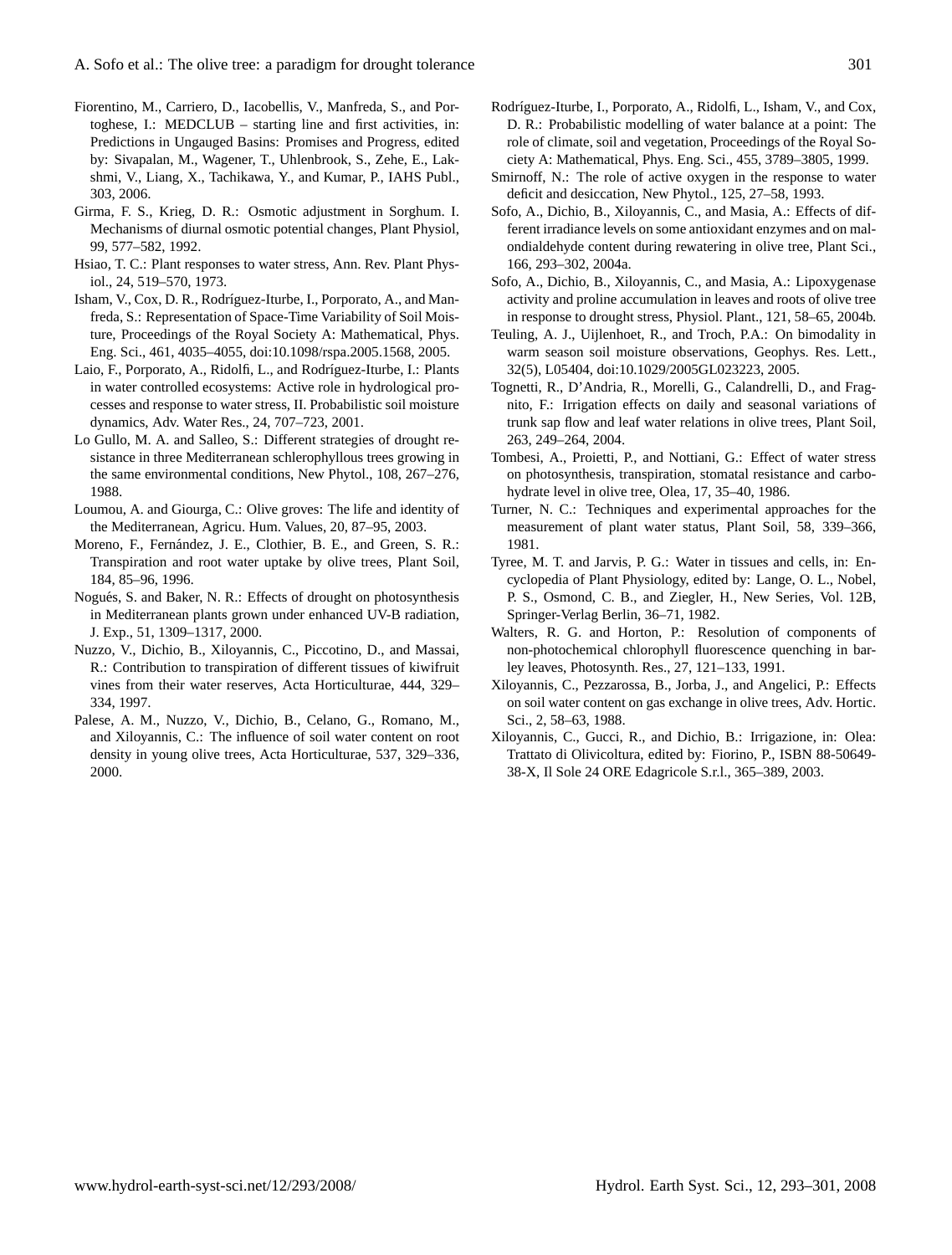Fiorentino, M., Carriero, D., Iacobellis, V., Manfreda, S., and Portoghese, I.: MEDCLUB – starting line and first activities, in: Predictions in Ungauged Basins: Promises and Progress, edited by: Sivapalan, M., Wagener, T., Uhlenbrook, S., Zehe, E., Lakshmi, V., Liang, X., Tachikawa, Y., and Kumar, P., IAHS Publ., 303, 2006.

Girma, F. S., Krieg, D. R.: Osmotic adjustment in Sorghum. I. Mechanisms of diurnal osmotic potential changes, Plant Physiol, 99, 577–582, 1992.

Hsiao, T. C.: Plant responses to water stress, Ann. Rev. Plant Physiol., 24, 519–570, 1973.

Isham, V., Cox, D. R., Rodríguez-Iturbe, I., Porporato, A., and Manfreda, S.: Representation of Space-Time Variability of Soil Moisture, Proceedings of the Royal Society A: Mathematical, Phys. Eng. Sci., 461, 4035–4055, doi:10.1098/rspa.2005.1568, 2005.

Laio, F., Porporato, A., Ridolfi, L., and Rodríguez-Iturbe, I.: Plants in water controlled ecosystems: Active role in hydrological processes and response to water stress, II. Probabilistic soil moisture dynamics, Adv. Water Res., 24, 707–723, 2001.

Lo Gullo, M. A. and Salleo, S.: Different strategies of drought resistance in three Mediterranean schlerophyllous trees growing in the same environmental conditions, New Phytol., 108, 267–276, 1988.

Loumou, A. and Giourga, C.: Olive groves: The life and identity of the Mediterranean, Agricu. Hum. Values, 20, 87–95, 2003.

Moreno, F., Fernández, J. E., Clothier, B. E., and Green, S. R.: Transpiration and root water uptake by olive trees, Plant Soil, 184, 85–96, 1996.

Nogués, S. and Baker, N. R.: Effects of drought on photosynthesis in Mediterranean plants grown under enhanced UV-B radiation, J. Exp., 51, 1309–1317, 2000.

Nuzzo, V., Dichio, B., Xiloyannis, C., Piccotino, D., and Massai, R.: Contribution to transpiration of different tissues of kiwifruit vines from their water reserves, Acta Horticulturae, 444, 329–334, 1997.

Palese, A. M., Nuzzo, V., Dichio, B., Celano, G., Romano, M., and Xiloyannis, C.: The influence of soil water content on root density in young olive trees, Acta Horticulturae, 537, 329–336, 2000.

Rodríguez-Iturbe, I., Porporato, A., Ridolfi, L., Isham, V., and Cox, D. R.: Probabilistic modelling of water balance at a point: The role of climate, soil and vegetation, Proceedings of the Royal Society A: Mathematical, Phys. Eng. Sci., 455, 3789–3805, 1999.

Smirnoff, N.: The role of active oxygen in the response to water deficit and desiccation, New Phytol., 125, 27–58, 1993.

Sofo, A., Dichio, B., Xiloyannis, C., and Masia, A.: Effects of different irradiance levels on some antioxidant enzymes and on malondialdehyde content during rewatering in olive tree, Plant Sci., 166, 293–302, 2004a.

Sofo, A., Dichio, B., Xiloyannis, C., and Masia, A.: Lipoxygenase activity and proline accumulation in leaves and roots of olive tree in response to drought stress, Physiol. Plant., 121, 58–65, 2004b.

Teuling, A. J., Uijlenhoet, R., and Troch, P.A.: On bimodality in warm season soil moisture observations, Geophys. Res. Lett., 32(5), L05404, doi:10.1029/2005GL023223, 2005.

Tognetti, R., D'Andria, R., Morelli, G., Calandrelli, D., and Fragnito, F.: Irrigation effects on daily and seasonal variations of trunk sap flow and leaf water relations in olive trees, Plant Soil, 263, 249–264, 2004.

Tombesi, A., Proietti, P., and Nottiani, G.: Effect of water stress on photosynthesis, transpiration, stomatal resistance and carbohydrate level in olive tree, Olea, 17, 35–40, 1986.

Turner, N. C.: Techniques and experimental approaches for the measurement of plant water status, Plant Soil, 58, 339–366, 1981.

Tyree, M. T. and Jarvis, P. G.: Water in tissues and cells, in: Encyclopedia of Plant Physiology, edited by: Lange, O. L., Nobel, P. S., Osmond, C. B., and Ziegler, H., New Series, Vol. 12B, Springer-Verlag Berlin, 36–71, 1982.

Walters, R. G. and Horton, P.: Resolution of components of non-photochemical chlorophyll fluorescence quenching in barley leaves, Photosynth. Res., 27, 121–133, 1991.

Xiloyannis, C., Pezzarossa, B., Jorba, J., and Angelici, P.: Effects on soil water content on gas exchange in olive trees, Adv. Hortic. Sci., 2, 58–63, 1988.

Xiloyannis, C., Gucci, R., and Dichio, B.: Irrigazione, in: Olea: Trattato di Olivicoltura, edited by: Fiorino, P., ISBN 88-50649-38-X, Il Sole 24 ORE Edagricole S.r.l., 365–389, 2003.